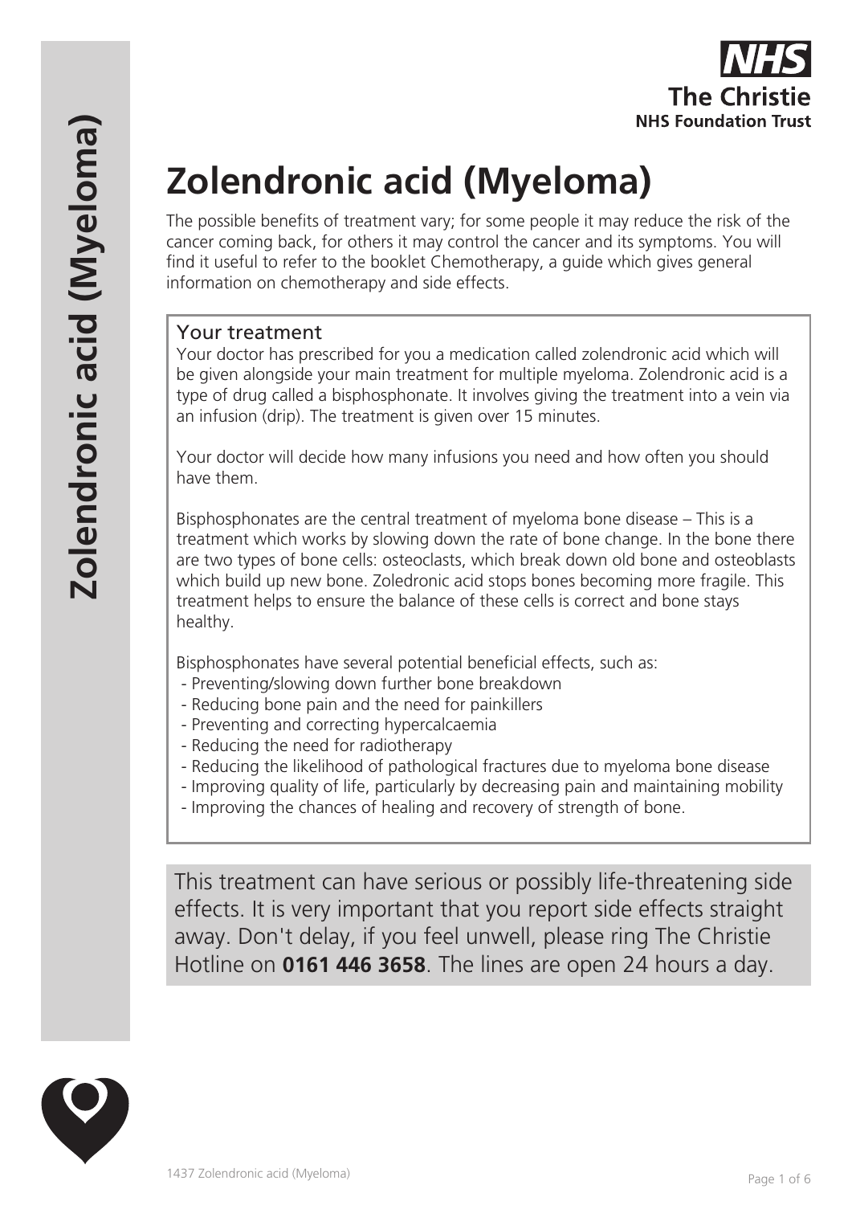# Zolendronic acid (Myeloma)

The possible benefits of treatment vary; for some people it may reduce the risk of the cancer coming back, for others it may control the cancer and its symptoms. You will find it useful to refer to the booklet Chemotherapy, a guide which gives general information on chemotherapy and side effects.

## Your treatment

Your doctor has prescribed for you a medication called zolendronic acid which will be given alongside your main treatment for multiple myeloma. Zolendronic acid is a type of drug called a bisphosphonate. It involves giving the treatment into a vein via an infusion (drip). The treatment is given over 15 minutes.

Your doctor will decide how many infusions you need and how often you should have them.

Bisphosphonates are the central treatment of myeloma bone disease – This is a treatment which works by slowing down the rate of bone change. In the bone there are two types of bone cells: osteoclasts, which break down old bone and osteoblasts which build up new bone. Zoledronic acid stops bones becoming more fragile. This treatment helps to ensure the balance of these cells is correct and bone stays healthy.

Bisphosphonates have several potential beneficial effects, such as:

- Preventing/slowing down further bone breakdown
- Reducing bone pain and the need for painkillers
- Preventing and correcting hypercalcaemia
- Reducing the need for radiotherapy
- Reducing the likelihood of pathological fractures due to myeloma bone disease
- Improving quality of life, particularly by decreasing pain and maintaining mobility
- Improving the chances of healing and recovery of strength of bone.

This treatment can have serious or possibly life-threatening side effects. It is very important that you report side effects straight away. Don't delay, if you feel unwell, please ring The Christie Hotline on **0161 446 3658**. The lines are open 24 hours a day.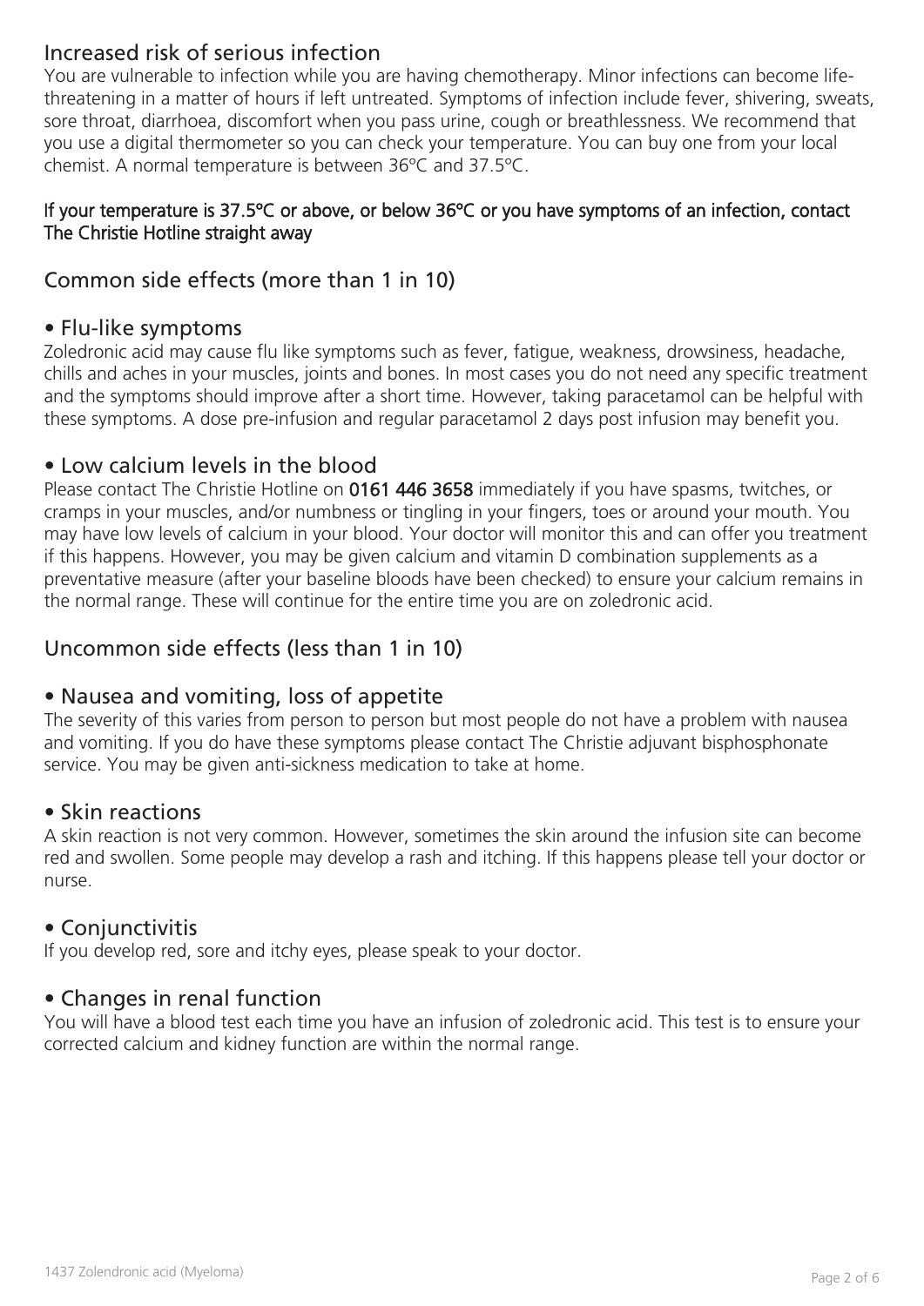## Increased risk of serious infection

You are vulnerable to infection while you are having chemotherapy. Minor infections can become life-threatening in a matter of hours if left untreated. Symptoms of infection include fever, shivering, sweats, sore throat, diarrhoea, discomfort when you pass urine, cough or breathlessness. We recommend that you use a digital thermometer so you can check your temperature. You can buy one from your local chemist. A normal temperature is between 36°C and 37.5°C.

**If your temperature is 37.5°C or above, or below 36°C or you have symptoms of an infection, contact The Christie Hotline straight away**

## Common side effects (more than 1 in 10)

### • Flu-like symptoms

Zoledronic acid may cause flu like symptoms such as fever, fatigue, weakness, drowsiness, headache, chills and aches in your muscles, joints and bones. In most cases you do not need any specific treatment and the symptoms should improve after a short time. However, taking paracetamol can be helpful with these symptoms. A dose pre-infusion and regular paracetamol 2 days post infusion may benefit you.

### • Low calcium levels in the blood

Please contact The Christie Hotline on **0161 446 3658** immediately if you have spasms, twitches, or cramps in your muscles, and/or numbness or tingling in your fingers, toes or around your mouth. You may have low levels of calcium in your blood. Your doctor will monitor this and can offer you treatment if this happens. However, you may be given calcium and vitamin D combination supplements as a preventative measure (after your baseline bloods have been checked) to ensure your calcium remains in the normal range. These will continue for the entire time you are on zoledronic acid.

## Uncommon side effects (less than 1 in 10)

### • Nausea and vomiting, loss of appetite

The severity of this varies from person to person but most people do not have a problem with nausea and vomiting. If you do have these symptoms please contact The Christie adjuvant bisphosphonate service. You may be given anti-sickness medication to take at home.

### • Skin reactions

A skin reaction is not very common. However, sometimes the skin around the infusion site can become red and swollen. Some people may develop a rash and itching. If this happens please tell your doctor or nurse.

### • Conjunctivitis

If you develop red, sore and itchy eyes, please speak to your doctor.

### • Changes in renal function

You will have a blood test each time you have an infusion of zoledronic acid. This test is to ensure your corrected calcium and kidney function are within the normal range.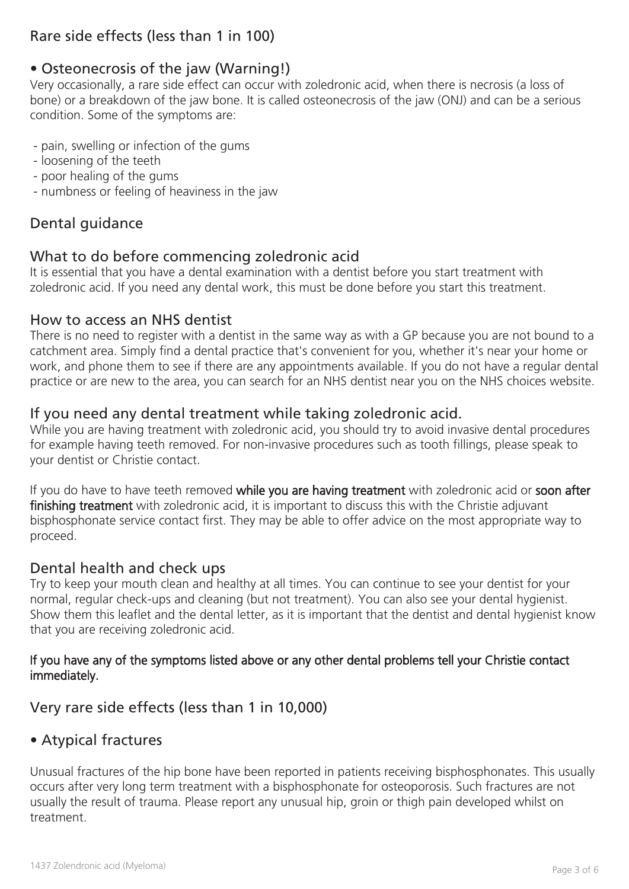## Rare side effects (less than 1 in 100)

### • Osteonecrosis of the jaw (Warning!)

Very occasionally, a rare side effect can occur with zoledronic acid, when there is necrosis (a loss of bone) or a breakdown of the jaw bone. It is called osteonecrosis of the jaw (ONJ) and can be a serious condition. Some of the symptoms are:

- pain, swelling or infection of the gums
- loosening of the teeth
- poor healing of the gums
- numbness or feeling of heaviness in the jaw

## Dental guidance

### What to do before commencing zoledronic acid

It is essential that you have a dental examination with a dentist before you start treatment with zoledronic acid. If you need any dental work, this must be done before you start this treatment.

### How to access an NHS dentist

There is no need to register with a dentist in the same way as with a GP because you are not bound to a catchment area. Simply find a dental practice that's convenient for you, whether it's near your home or work, and phone them to see if there are any appointments available. If you do not have a regular dental practice or are new to the area, you can search for an NHS dentist near you on the NHS choices website.

### If you need any dental treatment while taking zoledronic acid.

While you are having treatment with zoledronic acid, you should try to avoid invasive dental procedures for example having teeth removed. For non-invasive procedures such as tooth fillings, please speak to your dentist or Christie contact.

If you do have to have teeth removed **while you are having treatment** with zoledronic acid or **soon after finishing treatment** with zoledronic acid, it is important to discuss this with the Christie adjuvant bisphosphonate service contact first. They may be able to offer advice on the most appropriate way to proceed.

### Dental health and check ups

Try to keep your mouth clean and healthy at all times. You can continue to see your dentist for your normal, regular check-ups and cleaning (but not treatment). You can also see your dental hygienist. Show them this leaflet and the dental letter, as it is important that the dentist and dental hygienist know that you are receiving zoledronic acid.

**If you have any of the symptoms listed above or any other dental problems tell your Christie contact immediately.**

## Very rare side effects (less than 1 in 10,000)

### • Atypical fractures

Unusual fractures of the hip bone have been reported in patients receiving bisphosphonates. This usually occurs after very long term treatment with a bisphosphonate for osteoporosis. Such fractures are not usually the result of trauma. Please report any unusual hip, groin or thigh pain developed whilst on treatment.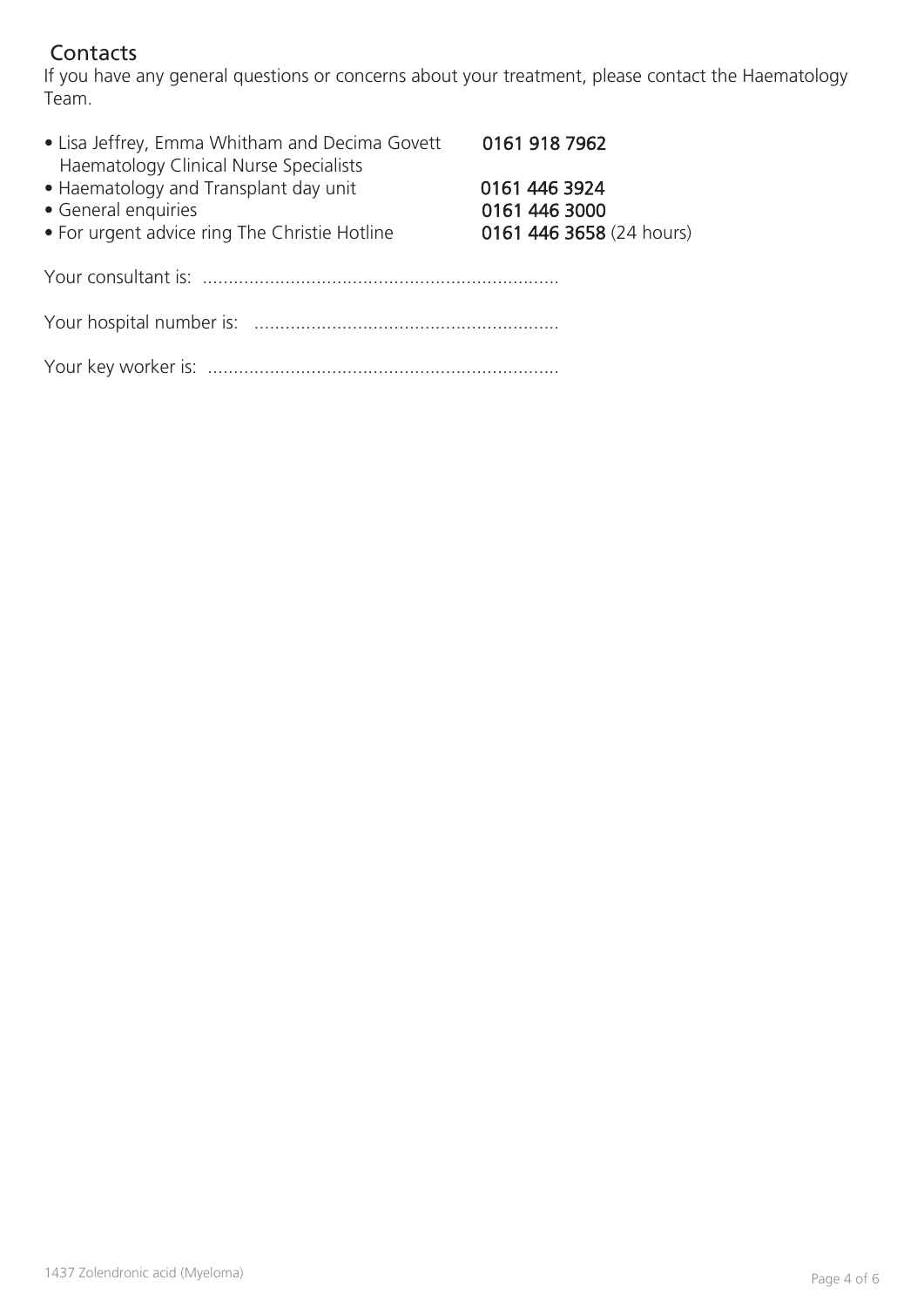## Contacts

If you have any general questions or concerns about your treatment, please contact the Haematology Team.

- Lisa Jeffrey, Emma Whitham and Decima Govett Haematology Clinical Nurse Specialists — **0161 918 7962**
- Haematology and Transplant day unit — **0161 446 3924**
- General enquiries — **0161 446 3000**
- For urgent advice ring The Christie Hotline — **0161 446 3658** (24 hours)

Your consultant is: ....................................................................

Your hospital number is: ..........................................................

Your key worker is: ...................................................................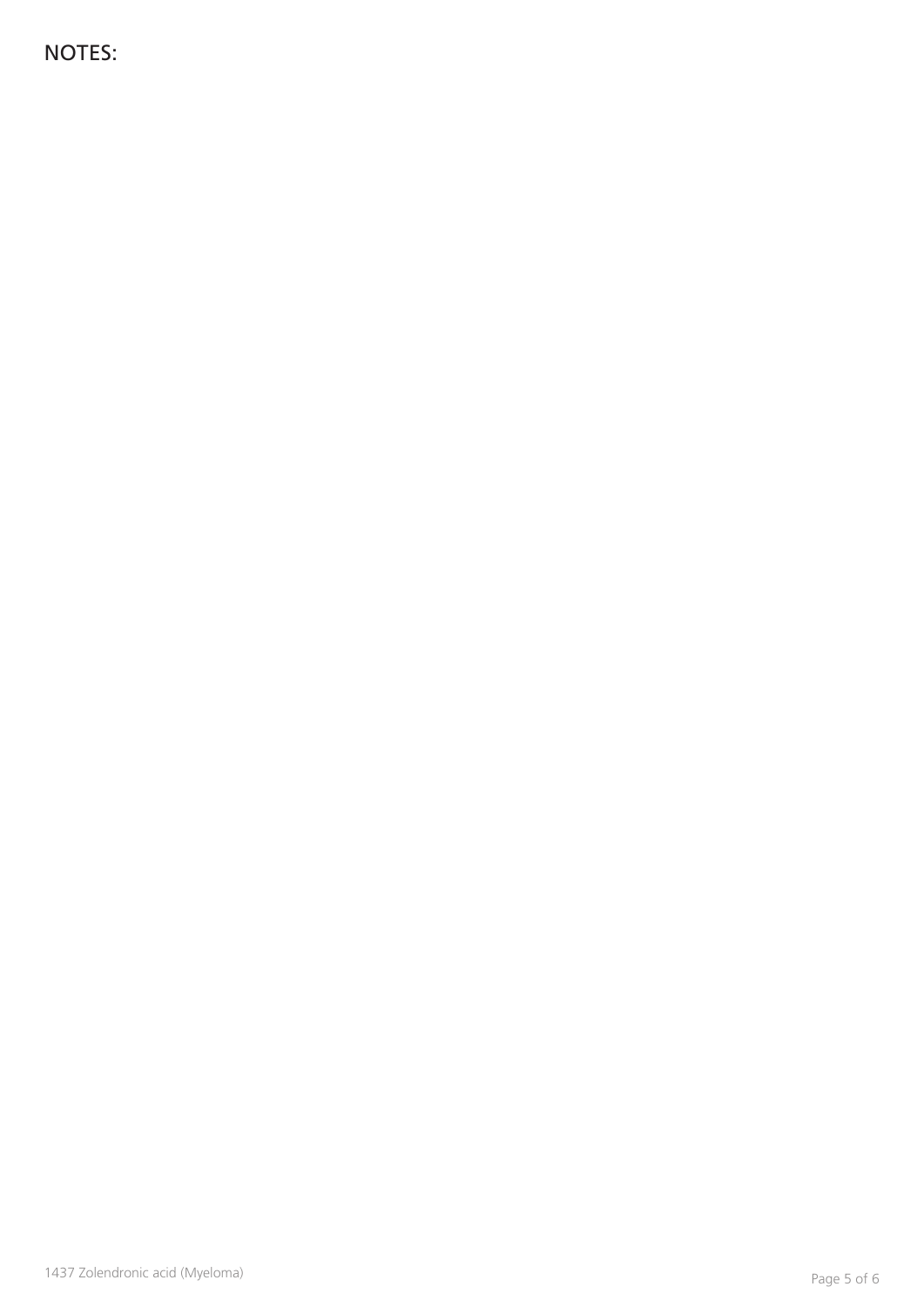NOTES: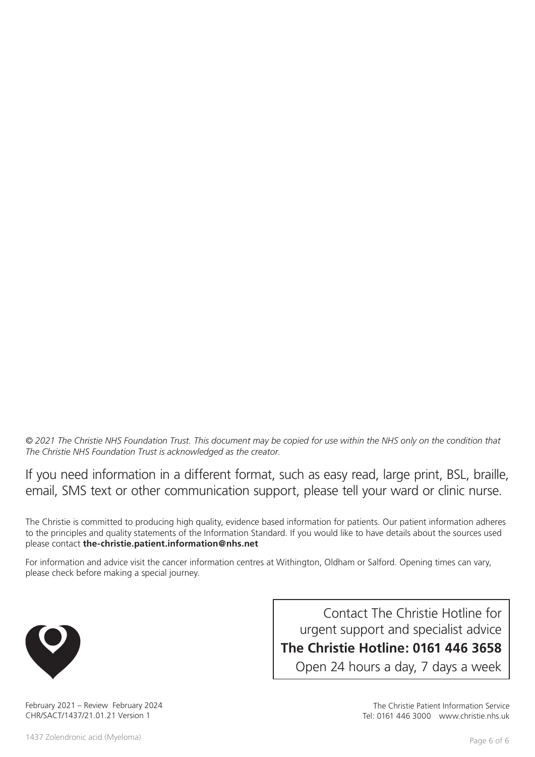*© 2021 The Christie NHS Foundation Trust. This document may be copied for use within the NHS only on the condition that The Christie NHS Foundation Trust is acknowledged as the creator.*

If you need information in a different format, such as easy read, large print, BSL, braille, email, SMS text or other communication support, please tell your ward or clinic nurse.

The Christie is committed to producing high quality, evidence based information for patients. Our patient information adheres to the principles and quality statements of the Information Standard. If you would like to have details about the sources used please contact **the-christie.patient.information@nhs.net**

For information and advice visit the cancer information centres at Withington, Oldham or Salford. Opening times can vary, please check before making a special journey.

Contact The Christie Hotline for urgent support and specialist advice

**The Christie Hotline: 0161 446 3658**

Open 24 hours a day, 7 days a week

February 2021 – Review February 2024
CHR/SACT/1437/21.01.21 Version 1

The Christie Patient Information Service
Tel: 0161 446 3000 www.christie.nhs.uk

1437 Zolendronic acid (Myeloma)